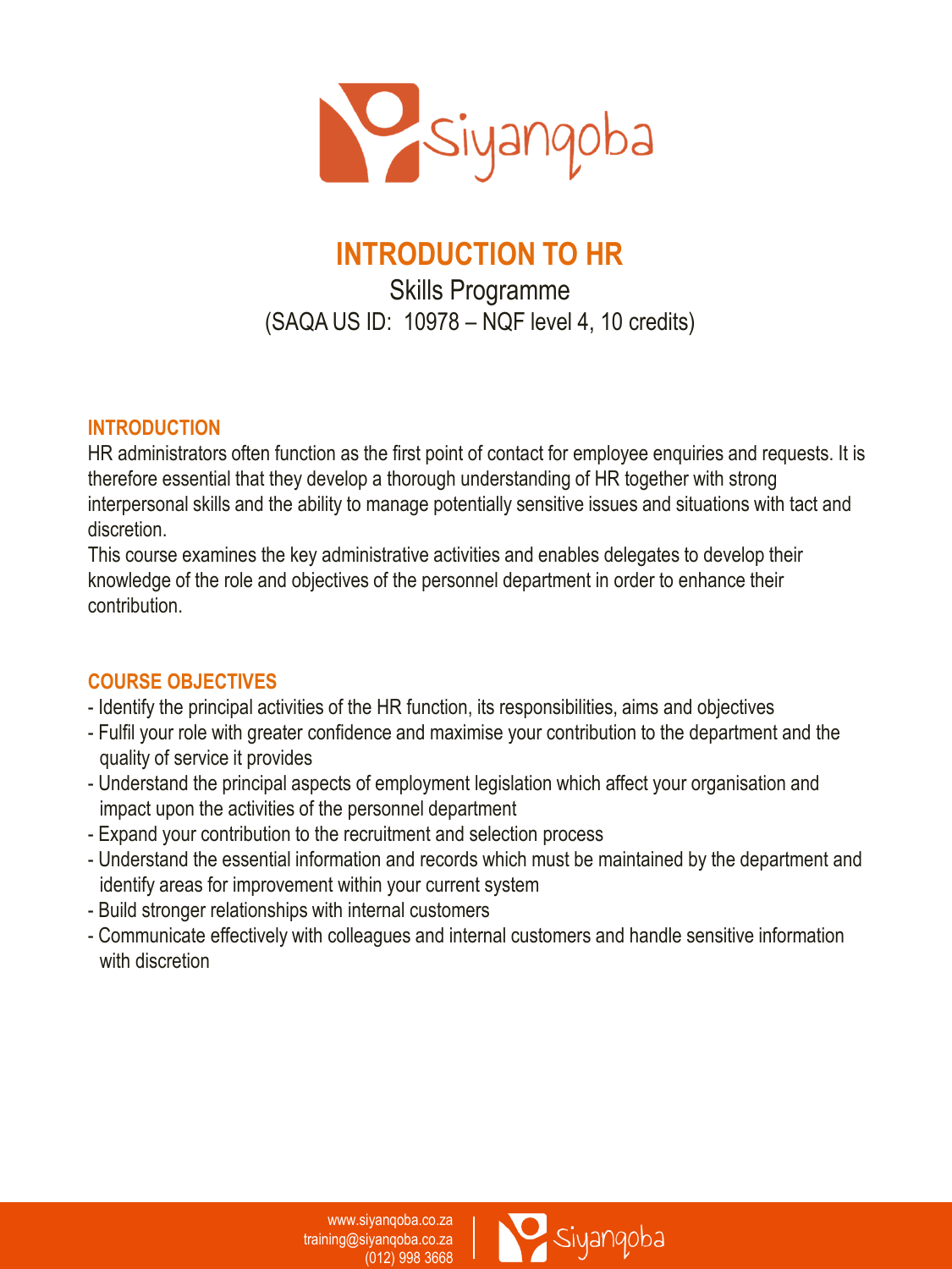# INTRODUCTION TO HR

Skills Programme

(SAQA US ID: 10978 – NQF level 4, 10 credits)

## INTRODUCTION

HR administrators often function as the first point of contact for employee enquiries and requests. It is therefore essential that they develop a thorough understanding of HR together with strong interpersonal skills and the ability to manage potentially sensitive issues and situations with tact and discretion.

This course examines the key administrative activities and enables delegates to develop their knowledge of the role and objectives of the personnel department in order to enhance their contribution.

## COURSE OBJECTIVES

- Identify the principal activities of the HR function, its responsibilities, aims and objectives
- Fulfil your role with greater confidence and maximise your contribution to the department and the quality of service it provides
- Understand the principal aspects of employment legislation which affect your organisation and impact upon the activities of the personnel department
- Expand your contribution to the recruitment and selection process
- Understand the essential information and records which must be maintained by the department and identify areas for improvement within your current system
- Build stronger relationships with internal customers
- Communicate effectively with colleagues and internal customers and handle sensitive information with discretion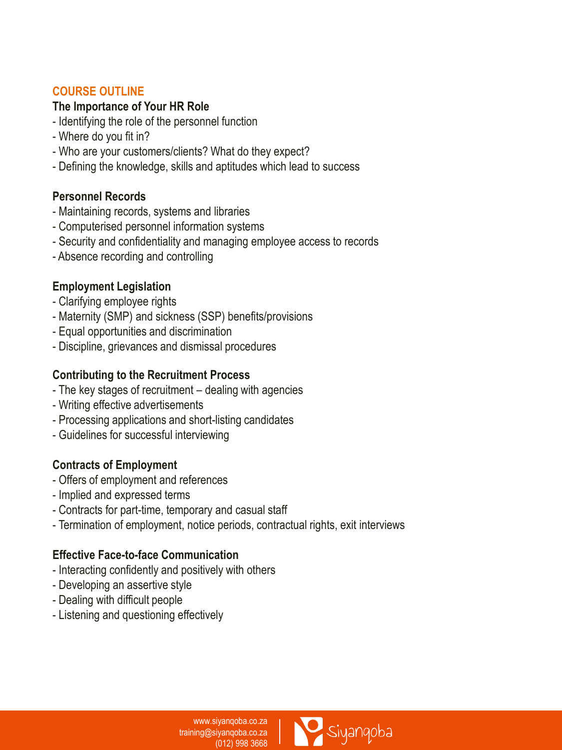## COURSE OUTLINE

### The Importance of Your HR Role

- Identifying the role of the personnel function
- Where do you fit in?
- Who are your customers/clients? What do they expect?
- Defining the knowledge, skills and aptitudes which lead to success

### Personnel Records

- Maintaining records, systems and libraries
- Computerised personnel information systems
- Security and confidentiality and managing employee access to records
- Absence recording and controlling

### Employment Legislation

- Clarifying employee rights
- Maternity (SMP) and sickness (SSP) benefits/provisions
- Equal opportunities and discrimination
- Discipline, grievances and dismissal procedures

### Contributing to the Recruitment Process

- The key stages of recruitment – dealing with agencies
- Writing effective advertisements
- Processing applications and short-listing candidates
- Guidelines for successful interviewing

### Contracts of Employment

- Offers of employment and references
- Implied and expressed terms
- Contracts for part-time, temporary and casual staff
- Termination of employment, notice periods, contractual rights, exit interviews

### Effective Face-to-face Communication

- Interacting confidently and positively with others
- Developing an assertive style
- Dealing with difficult people
- Listening and questioning effectively

www.siyanqoba.co.za
training@siyanqoba.co.za
(012) 998 3668

Siyanqoba